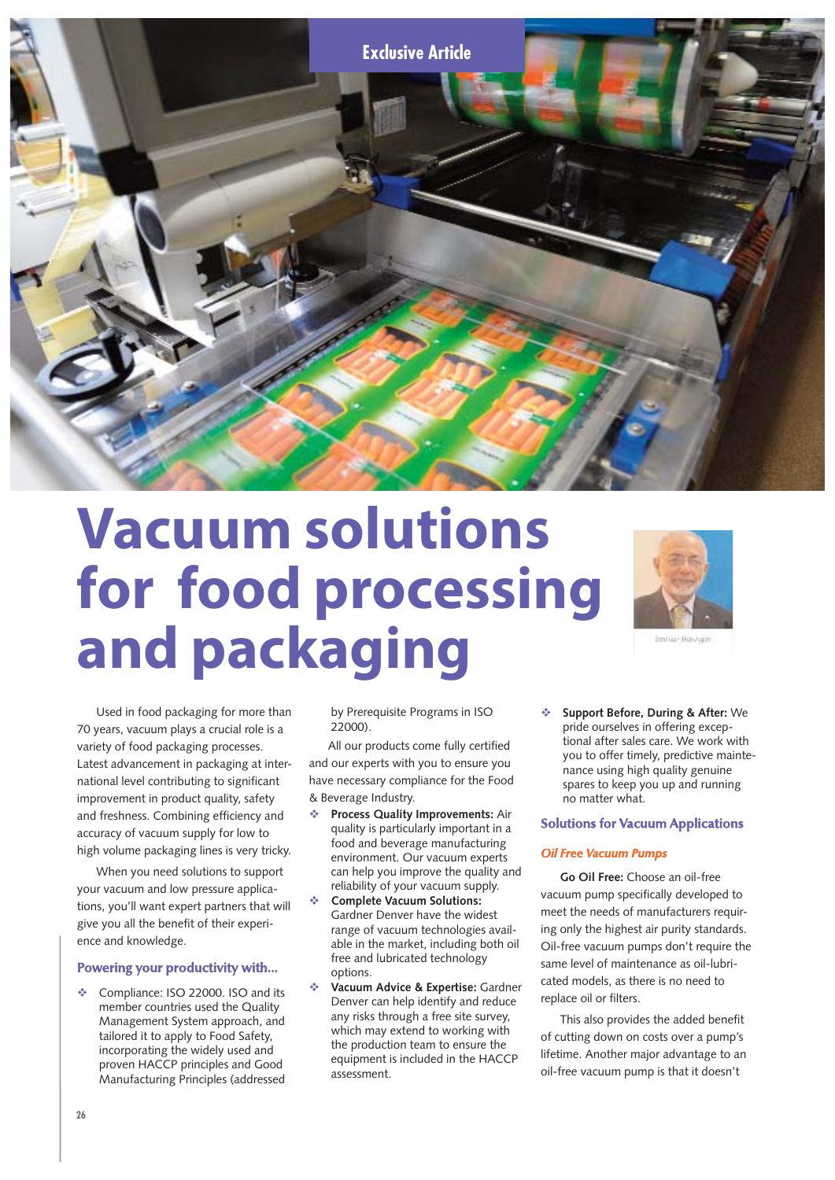Exclusive Article

# Vacuum solutions for food processing and packaging

Used in food packaging for more than 70 years, vacuum plays a crucial role is a variety of food packaging processes. Latest advancement in packaging at international level contributing to significant improvement in product quality, safety and freshness. Combining efficiency and accuracy of vacuum supply for low to high volume packaging lines is very tricky.

When you need solutions to support your vacuum and low pressure applications, you'll want expert partners that will give you all the benefit of their experience and knowledge.

## Powering your productivity with...

- Compliance: ISO 22000. ISO and its member countries used the Quality Management System approach, and tailored it to apply to Food Safety, incorporating the widely used and proven HACCP principles and Good Manufacturing Principles (addressed by Prerequisite Programs in ISO 22000).

All our products come fully certified and our experts with you to ensure you have necessary compliance for the Food & Beverage Industry.

- **Process Quality Improvements:** Air quality is particularly important in a food and beverage manufacturing environment. Our vacuum experts can help you improve the quality and reliability of your vacuum supply.
- **Complete Vacuum Solutions:** Gardner Denver have the widest range of vacuum technologies available in the market, including both oil free and lubricated technology options.
- **Vacuum Advice & Expertise:** Gardner Denver can help identify and reduce any risks through a free site survey, which may extend to working with the production team to ensure the equipment is included in the HACCP assessment.
- **Support Before, During & After:** We pride ourselves in offering exceptional after sales care. We work with you to offer timely, predictive maintenance using high quality genuine spares to keep you up and running no matter what.

## Solutions for Vacuum Applications

### *Oil Free Vacuum Pumps*

**Go Oil Free:** Choose an oil-free vacuum pump specifically developed to meet the needs of manufacturers requiring only the highest air purity standards. Oil-free vacuum pumps don't require the same level of maintenance as oil-lubricated models, as there is no need to replace oil or filters.

This also provides the added benefit of cutting down on costs over a pump's lifetime. Another major advantage to an oil-free vacuum pump is that it doesn't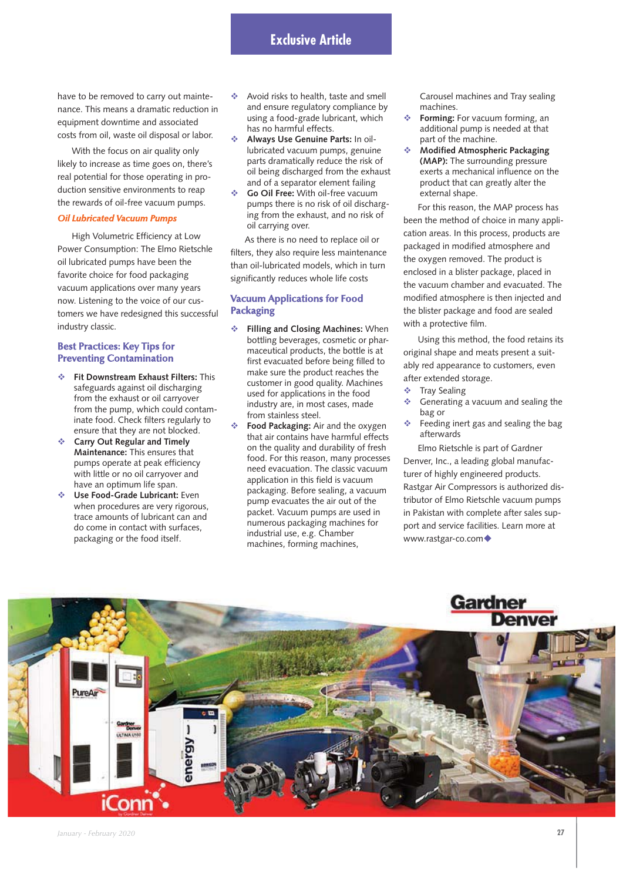have to be removed to carry out maintenance. This means a dramatic reduction in equipment downtime and associated costs from oil, waste oil disposal or labor.

With the focus on air quality only likely to increase as time goes on, there's real potential for those operating in production sensitive environments to reap the rewards of oil-free vacuum pumps.

### *Oil Lubricated Vacuum Pumps*

High Volumetric Efficiency at Low Power Consumption: The Elmo Rietschle oil lubricated pumps have been the favorite choice for food packaging vacuum applications over many years now. Listening to the voice of our customers we have redesigned this successful industry classic.

## Best Practices: Key Tips for Preventing Contamination

- **Fit Downstream Exhaust Filters:** This safeguards against oil discharging from the exhaust or oil carryover from the pump, which could contaminate food. Check filters regularly to ensure that they are not blocked.
- **Carry Out Regular and Timely Maintenance:** This ensures that pumps operate at peak efficiency with little or no oil carryover and have an optimum life span.
- **Use Food-Grade Lubricant:** Even when procedures are very rigorous, trace amounts of lubricant can and do come in contact with surfaces, packaging or the food itself.
- Avoid risks to health, taste and smell and ensure regulatory compliance by using a food-grade lubricant, which has no harmful effects.
- **Always Use Genuine Parts:** In oil-lubricated vacuum pumps, genuine parts dramatically reduce the risk of oil being discharged from the exhaust and of a separator element failing
- **Go Oil Free:** With oil-free vacuum pumps there is no risk of oil discharging from the exhaust, and no risk of oil carrying over.

As there is no need to replace oil or filters, they also require less maintenance than oil-lubricated models, which in turn significantly reduces whole life costs

## Vacuum Applications for Food Packaging

- **Filling and Closing Machines:** When bottling beverages, cosmetic or pharmaceutical products, the bottle is at first evacuated before being filled to make sure the product reaches the customer in good quality. Machines used for applications in the food industry are, in most cases, made from stainless steel.
- **Food Packaging:** Air and the oxygen that air contains have harmful effects on the quality and durability of fresh food. For this reason, many processes need evacuation. The classic vacuum application in this field is vacuum packaging. Before sealing, a vacuum pump evacuates the air out of the packet. Vacuum pumps are used in numerous packaging machines for industrial use, e.g. Chamber machines, forming machines, Carousel machines and Tray sealing machines.
- **Forming:** For vacuum forming, an additional pump is needed at that part of the machine.
- **Modified Atmospheric Packaging (MAP):** The surrounding pressure exerts a mechanical influence on the product that can greatly alter the external shape.

For this reason, the MAP process has been the method of choice in many application areas. In this process, products are packaged in modified atmosphere and the oxygen removed. The product is enclosed in a blister package, placed in the vacuum chamber and evacuated. The modified atmosphere is then injected and the blister package and food are sealed with a protective film.

Using this method, the food retains its original shape and meats present a suitably red appearance to customers, even after extended storage.

- Tray Sealing
- Generating a vacuum and sealing the bag or
- Feeding inert gas and sealing the bag afterwards

Elmo Rietschle is part of Gardner Denver, Inc., a leading global manufacturer of highly engineered products. Rastgar Air Compressors is authorized distributor of Elmo Rietschle vacuum pumps in Pakistan with complete after sales support and service facilities. Learn more at www.rastgar-co.com◆